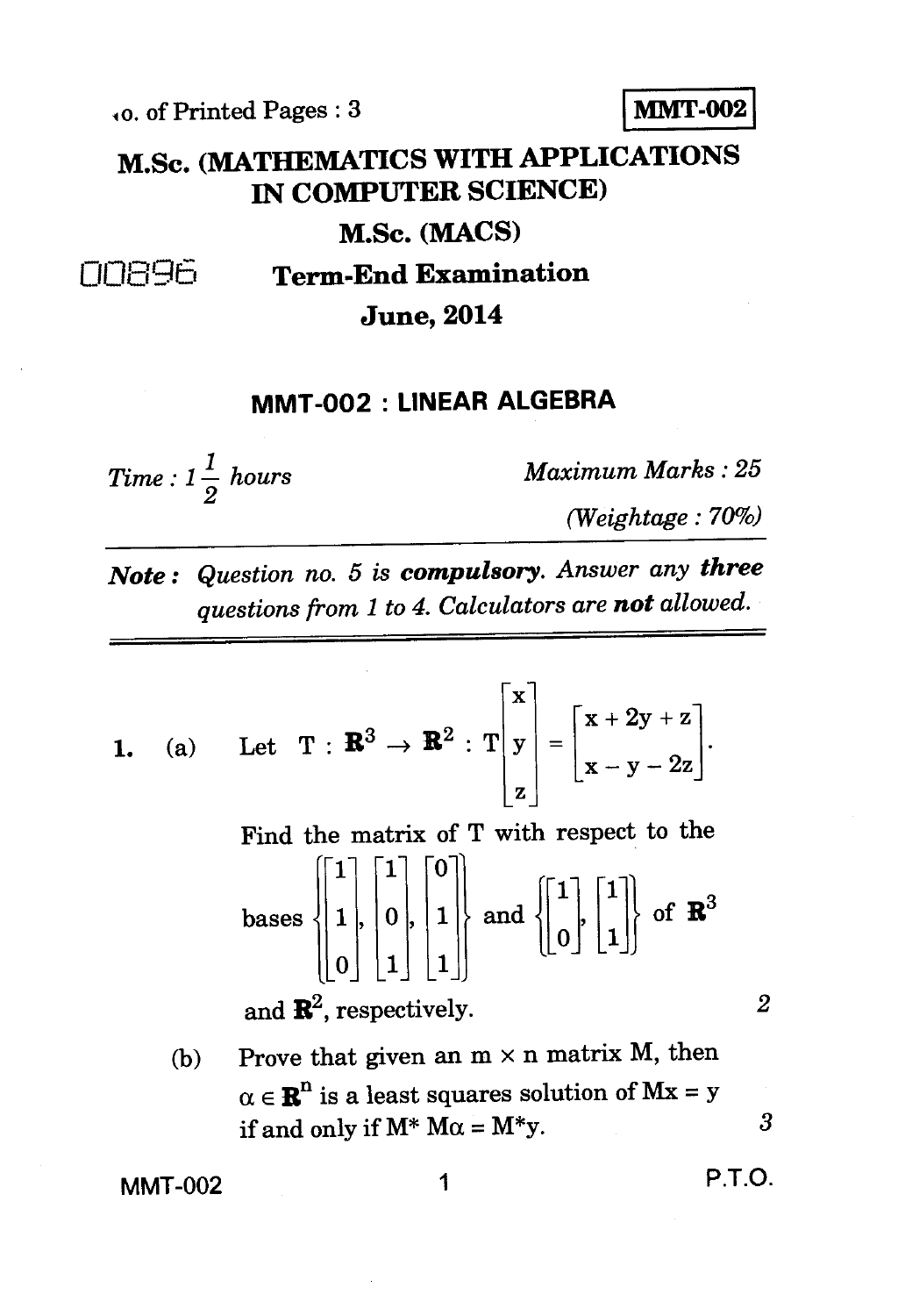No. of Printed Pages : 3

**MMT-002**

# M.Sc. (MATHEMATICS WITH APPLICATIONS IN COMPUTER SCIENCE)

## M.Sc. (MACS)

00896

## Term-End Examination

## June, 2014

### MMT-002 : LINEAR ALGEBRA

*Time : $1\frac{1}{2}$ hours* *Maximum Marks : 25*

*(Weightage : 70%)*

***Note :*** *Question no. 5 is* ***compulsory****. Answer any* ***three*** *questions from 1 to 4. Calculators are* ***not*** *allowed.*

---

1. (a) Let $T : \mathbf{R}^3 \to \mathbf{R}^2 : T\begin{bmatrix} x \\ y \\ z \end{bmatrix} = \begin{bmatrix} x + 2y + z \\ x - y - 2z \end{bmatrix}$.

   Find the matrix of T with respect to the bases $\left\{\begin{bmatrix} 1 \\ 1 \\ 0 \end{bmatrix}, \begin{bmatrix} 1 \\ 0 \\ 1 \end{bmatrix}, \begin{bmatrix} 0 \\ 1 \\ 1 \end{bmatrix}\right\}$ and $\left\{\begin{bmatrix} 1 \\ 0 \end{bmatrix}, \begin{bmatrix} 1 \\ 1 \end{bmatrix}\right\}$ of $\mathbf{R}^3$ and $\mathbf{R}^2$, respectively. 2

   (b) Prove that given an $m \times n$ matrix M, then $\alpha \in \mathbf{R}^n$ is a least squares solution of $Mx = y$ if and only if $M^* M\alpha = M^*y$. 3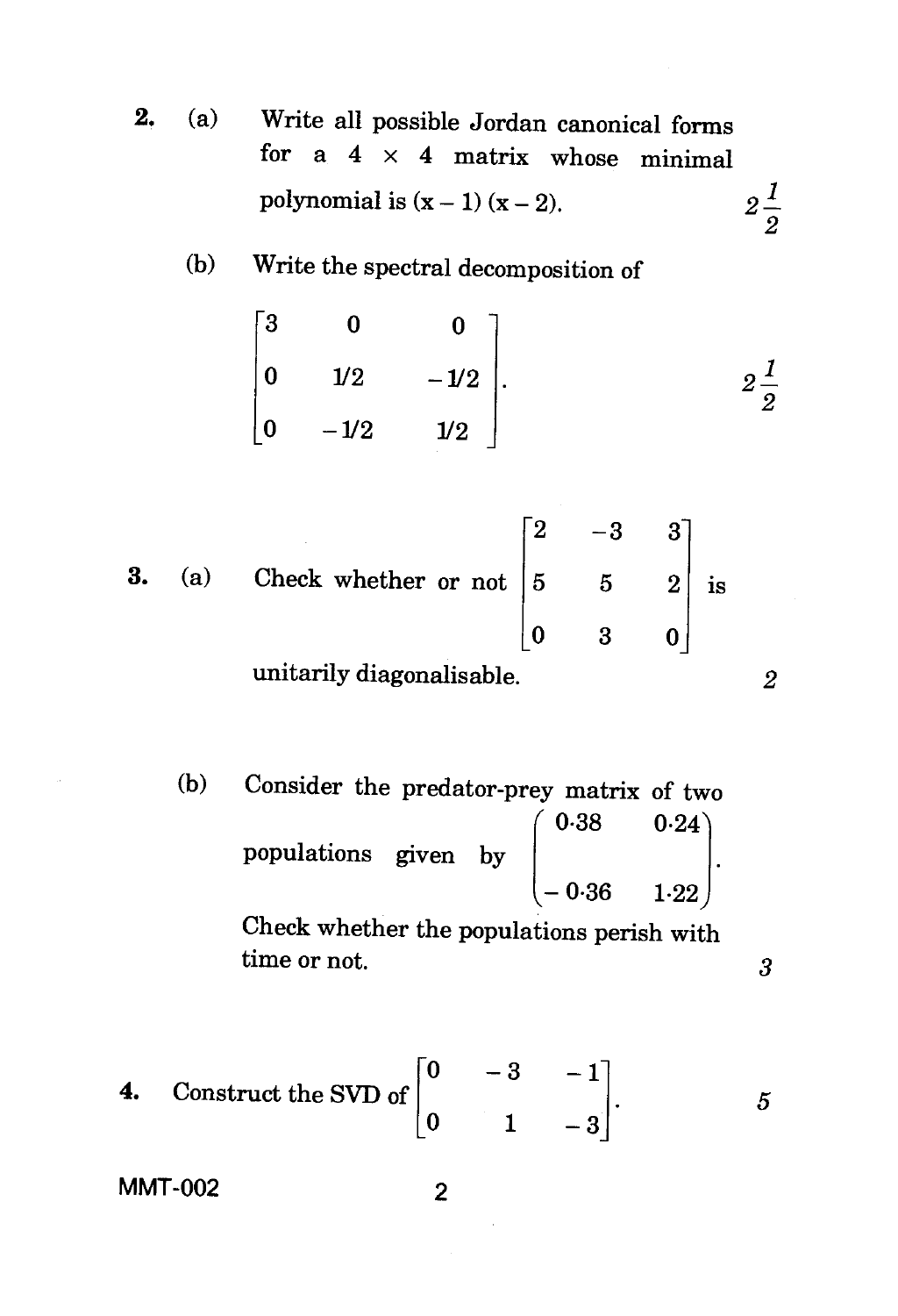2. (a) Write all possible Jordan canonical forms for a $4 \times 4$ matrix whose minimal polynomial is $(x-1)(x-2)$. $2\frac{1}{2}$

(b) Write the spectral decomposition of

$$\begin{bmatrix} 3 & 0 & 0 \\ 0 & 1/2 & -1/2 \\ 0 & -1/2 & 1/2 \end{bmatrix}.$$

$2\frac{1}{2}$

3. (a) Check whether or not $\begin{bmatrix} 2 & -3 & 3 \\ 5 & 5 & 2 \\ 0 & 3 & 0 \end{bmatrix}$ is unitarily diagonalisable. 2

(b) Consider the predator-prey matrix of two populations given by $\begin{pmatrix} 0.38 & 0.24 \\ -0.36 & 1.22 \end{pmatrix}$. Check whether the populations perish with time or not. 3

4. Construct the SVD of $\begin{bmatrix} 0 & -3 & -1 \\ 0 & 1 & -3 \end{bmatrix}$. 5

MMT-002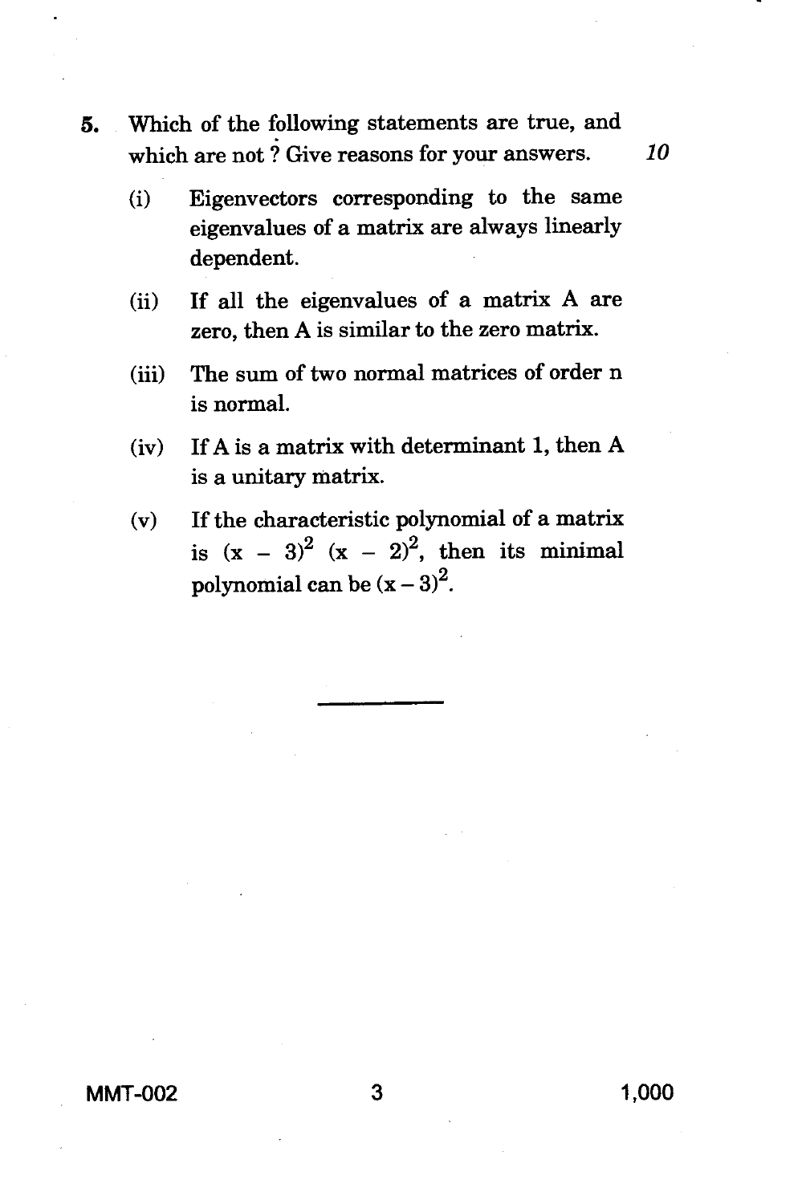5. Which of the following statements are true, and which are not ? Give reasons for your answers. *10*

   (i) Eigenvectors corresponding to the same eigenvalues of a matrix are always linearly dependent.

   (ii) If all the eigenvalues of a matrix A are zero, then A is similar to the zero matrix.

   (iii) The sum of two normal matrices of order n is normal.

   (iv) If A is a matrix with determinant 1, then A is a unitary matrix.

   (v) If the characteristic polynomial of a matrix is $(x - 3)^2 (x - 2)^2$, then its minimal polynomial can be $(x - 3)^2$.

---

MMT-002 1,000